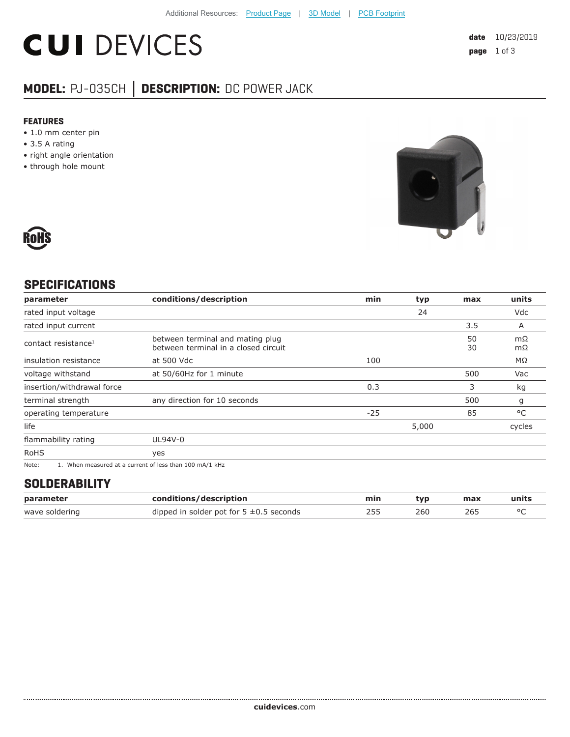Additional Resources: Product Page | 3D Model | PCB Footprint

# CUI DEVICES

**date** 10/23/2019

## MODEL: PJ-035CH | DESCRIPTION: DC POWER JACK

### FEATURES

- 1.0 mm center pin
- 3.5 A rating
- right angle orientation
- through hole mount

RoHS

## SPECIFICATIONS

| parameter | conditions/description | min | typ | max | units |
|---|---|---|---|---|---|
| rated input voltage | | | 24 | | Vdc |
| rated input current | | | | 3.5 | A |
| contact resistance[1] | between terminal and mating plug<br>between terminal in a closed circuit | | | 50<br>30 | mΩ<br>mΩ |
| insulation resistance | at 500 Vdc | 100 | | | MΩ |
| voltage withstand | at 50/60Hz for 1 minute | | | 500 | Vac |
| insertion/withdrawal force | | 0.3 | | 3 | kg |
| terminal strength | any direction for 10 seconds | | | 500 | g |
| operating temperature | | -25 | | 85 | °C |
| life | | | 5,000 | | cycles |
| flammability rating | UL94V-0 | | | | |
| RoHS | yes | | | | |

Note: 1. When measured at a current of less than 100 mA/1 kHz

## SOLDERABILITY

| parameter | conditions/description | min | typ | max | units |
|---|---|---|---|---|---|
| wave soldering | dipped in solder pot for 5 ±0.5 seconds | 255 | 260 | 265 | °C |

**cuidevices**.com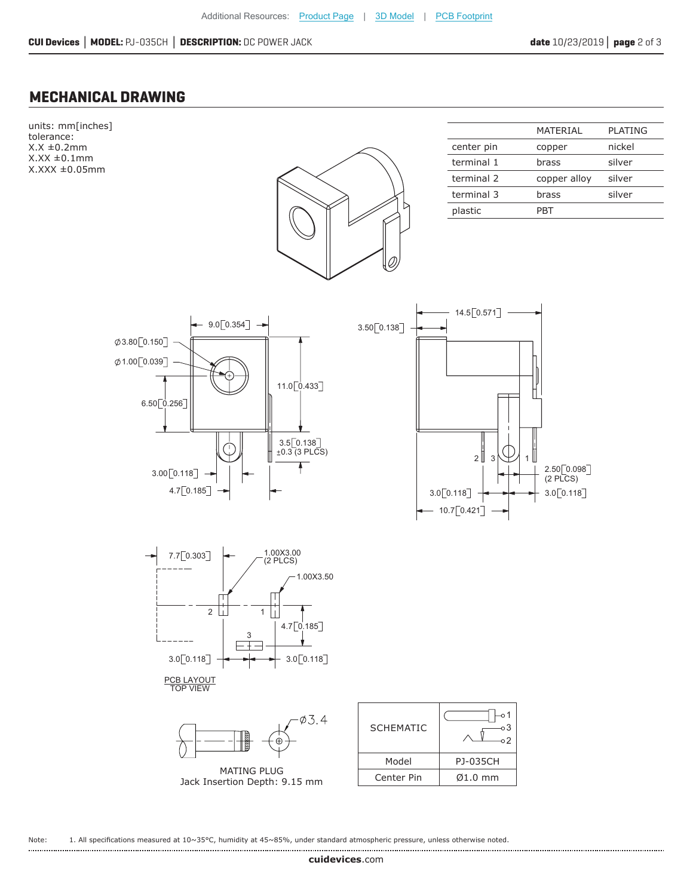Additional Resources: Product Page | 3D Model | PCB Footprint

## MECHANICAL DRAWING

units: mm[inches]
tolerance:
X.X ±0.2mm
X.XX ±0.1mm
X.XXX ±0.05mm

| | MATERIAL | PLATING |
|---|---|---|
| center pin | copper | nickel |
| terminal 1 | brass | silver |
| terminal 2 | copper alloy | silver |
| terminal 3 | brass | silver |
| plastic | PBT | |

9.0[0.354]
Ø3.80[0.150]
Ø1.00[0.039]
6.50[0.256]
11.0[0.433]
3.5[0.138] ±0.3 (3 PLCS)
3.00[0.118]
4.7[0.185]

3.50[0.138]
14.5[0.571]
2 3 1
2.50[0.098] (2 PLCS)
3.0[0.118]
3.0[0.118]
10.7[0.421]

7.7[0.303]
1.00X3.00 (2 PLCS)
1.00X3.50
2 1
3
4.7[0.185]
3.0[0.118]
3.0[0.118]

PCB LAYOUT
TOP VIEW

Ø3.4

MATING PLUG
Jack Insertion Depth: 9.15 mm

| SCHEMATIC | |
|---|---|
| Model | PJ-035CH |
| Center Pin | Ø1.0 mm |

Note: 1. All specifications measured at 10~35°C, humidity at 45~85%, under standard atmospheric pressure, unless otherwise noted.

**cuidevices**.com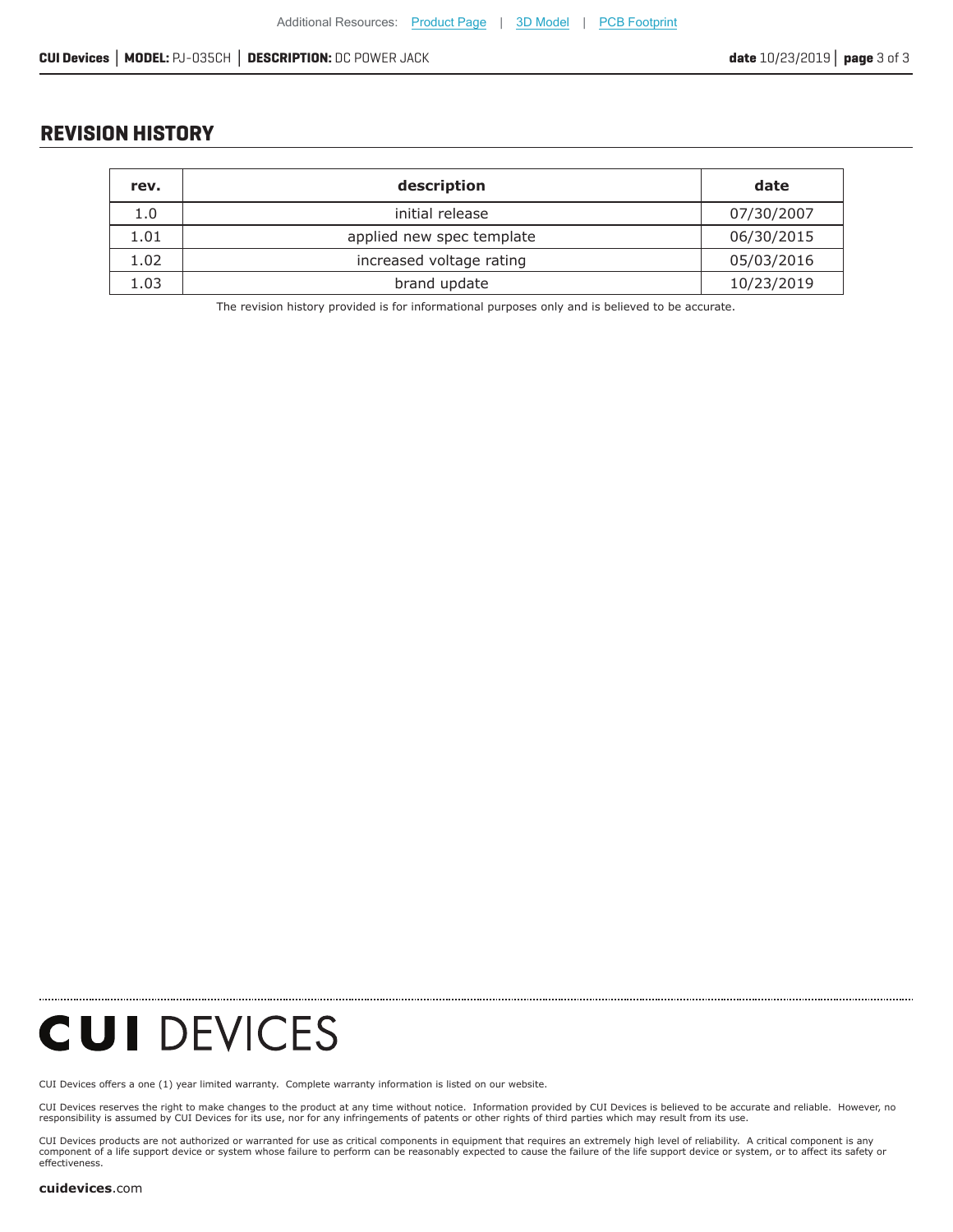## REVISION HISTORY

| rev. | description | date |
| --- | --- | --- |
| 1.0 | initial release | 07/30/2007 |
| 1.01 | applied new spec template | 06/30/2015 |
| 1.02 | increased voltage rating | 05/03/2016 |
| 1.03 | brand update | 10/23/2019 |

The revision history provided is for informational purposes only and is believed to be accurate.

**CUI** DEVICES

CUI Devices offers a one (1) year limited warranty. Complete warranty information is listed on our website.

CUI Devices reserves the right to make changes to the product at any time without notice. Information provided by CUI Devices is believed to be accurate and reliable. However, no responsibility is assumed by CUI Devices for its use, nor for any infringements of patents or other rights of third parties which may result from its use.

CUI Devices products are not authorized or warranted for use as critical components in equipment that requires an extremely high level of reliability. A critical component is any component of a life support device or system whose failure to perform can be reasonably expected to cause the failure of the life support device or system, or to affect its safety or effectiveness.

**cuidevices**.com